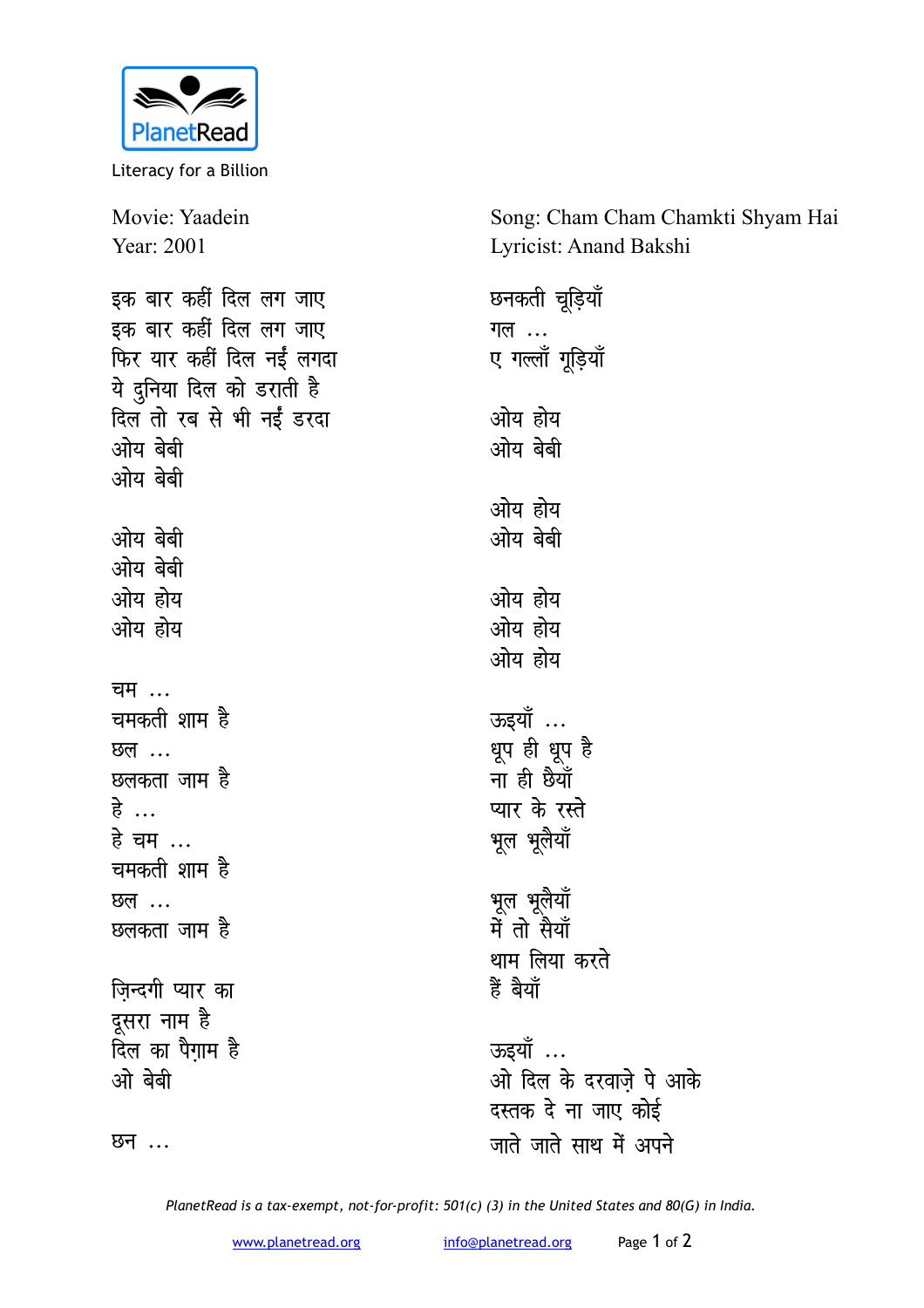PlanetRead

Literacy for a Billion

Movie: Yaadein
Year: 2001

Song: Cham Cham Chamkti Shyam Hai
Lyricist: Anand Bakshi

इक बार कहीं दिल लग जाए
इक बार कहीं दिल लग जाए
फिर यार कहीं दिल नईं लगदा
ये दुनिया दिल को डराती है
दिल तो रब से भी नईं डरदा
ओय बेबी
ओय बेबी

ओय बेबी
ओय बेबी
ओय होय
ओय होय

चम ...
चमकती शाम है
छल ...
छलकता जाम है
हे ...
हे चम ...
चमकती शाम है
छल ...
छलकता जाम है

ज़िन्दगी प्यार का
दूसरा नाम है
दिल का पैग़ाम है
ओ बेबी

छन ...
छनकती चूड़ियाँ
गल ...
ए गल्लाँ गूड़ियाँ

ओय होय
ओय बेबी

ओय होय
ओय बेबी

ओय होय
ओय होय
ओय होय

ऊइयाँ ...
धूप ही धूप है
ना ही छैयाँ
प्यार के रस्ते
भूल भूलैयाँ

भूल भूलैयाँ
में तो सैयाँ
थाम लिया करते
हैं बैयाँ

ऊइयाँ ...
ओ दिल के दरवाज़े पे आके
दस्तक दे ना जाए कोई
जाते जाते साथ में अपने

*PlanetRead is a tax-exempt, not-for-profit: 501(c) (3) in the United States and 80(G) in India.*

www.planetread.org info@planetread.org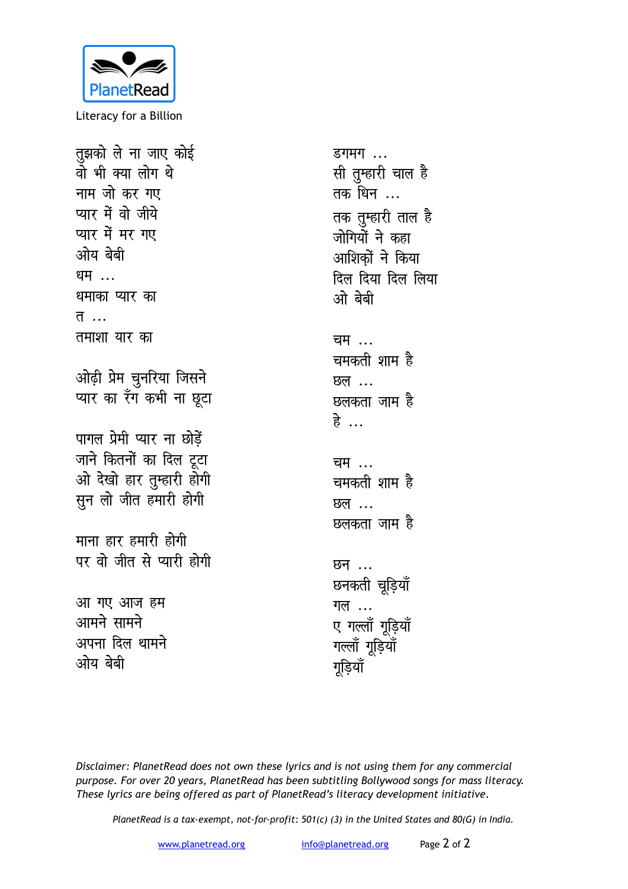PlanetRead

Literacy for a Billion

तुझको ले ना जाए कोई
वो भी क्या लोग थे
नाम जो कर गए
प्यार में वो जीये
प्यार में मर गए
ओय बेबी
धम ...
धमाका प्यार का
त ...
तमाशा यार का

ओढ़ी प्रेम चुनरिया जिसने
प्यार का रँग कभी ना छूटा

पागल प्रेमी प्यार ना छोड़ें
जाने कितनों का दिल टूटा
ओ देखो हार तुम्हारी होगी
सुन लो जीत हमारी होगी

माना हार हमारी होगी
पर वो जीत से प्यारी होगी

आ गए आज हम
आमने सामने
अपना दिल थामने
ओय बेबी

डगमग ...
सी तुम्हारी चाल है
तक धिन ...
तक तुम्हारी ताल है
जोगियों ने कहा
आशिक़ों ने किया
दिल दिया दिल लिया
ओ बेबी

चम ...
चमकती शाम है
छल ...
छलकता जाम है
हे ...

चम ...
चमकती शाम है
छल ...
छलकता जाम है

छन ...
छनकती चूड़ियाँ
गल ...
ए गल्लाँ गूड़ियाँ
गल्लाँ गूड़ियाँ
गूड़ियाँ

*Disclaimer: PlanetRead does not own these lyrics and is not using them for any commercial purpose. For over 20 years, PlanetRead has been subtitling Bollywood songs for mass literacy. These lyrics are being offered as part of PlanetRead's literacy development initiative.*

*PlanetRead is a tax-exempt, not-for-profit: 501(c) (3) in the United States and 80(G) in India.*

www.planetread.org    info@planetread.org